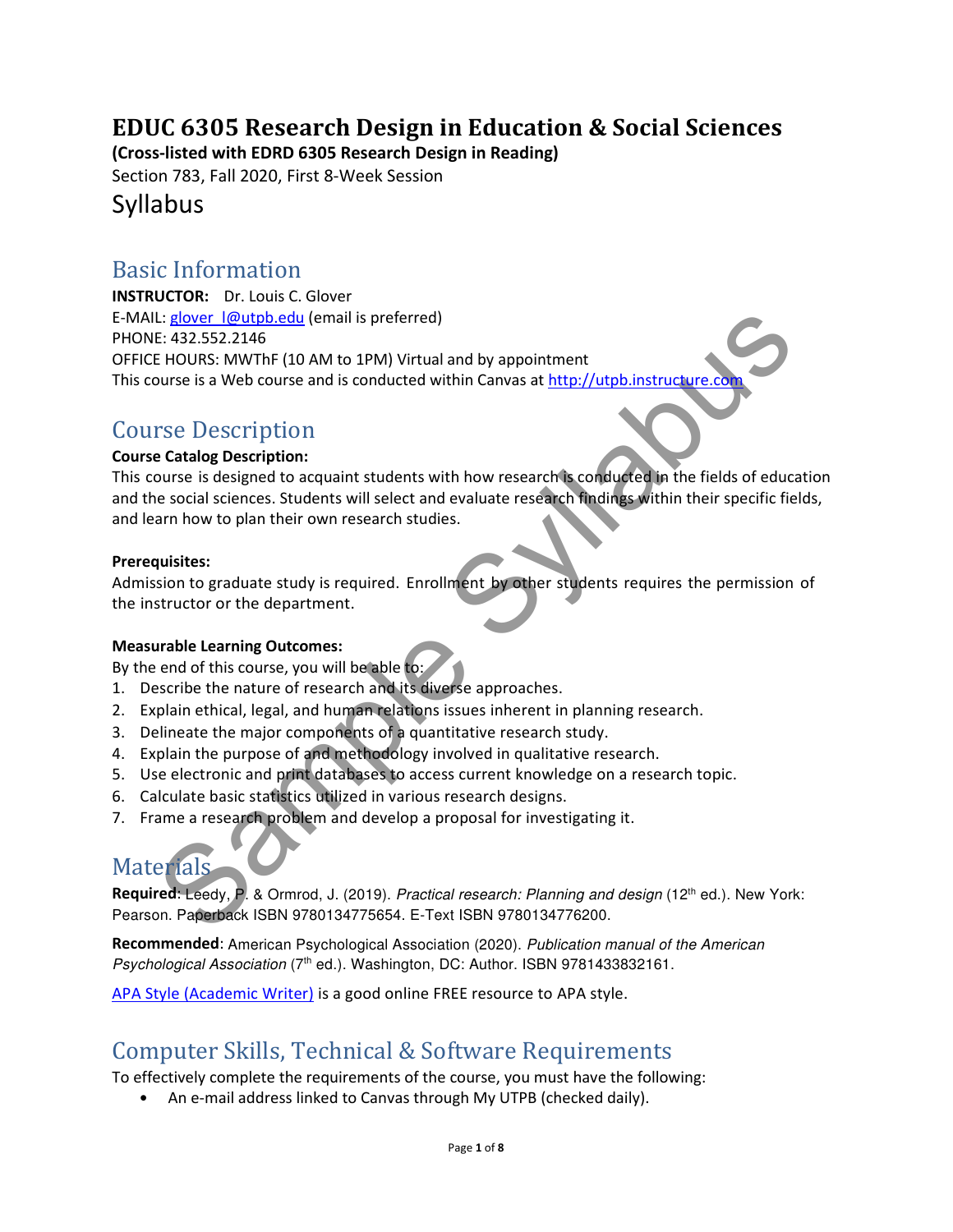# EDUC 6305 Research Design in Education & Social Sciences

**(Cross-listed with EDRD 6305 Research Design in Reading)**

Section 783, Fall 2020, First 8-Week Session

# Syllabus

## Basic Information

**INSTRUCTOR:** Dr. Louis C. Glover
E-MAIL: glover_l@utpb.edu (email is preferred)
PHONE: 432.552.2146
OFFICE HOURS: MWThF (10 AM to 1PM) Virtual and by appointment
This course is a Web course and is conducted within Canvas at http://utpb.instructure.com

## Course Description

**Course Catalog Description:**

This course is designed to acquaint students with how research is conducted in the fields of education and the social sciences. Students will select and evaluate research findings within their specific fields, and learn how to plan their own research studies.

**Prerequisites:**

Admission to graduate study is required. Enrollment by other students requires the permission of the instructor or the department.

**Measurable Learning Outcomes:**

By the end of this course, you will be able to:

1. Describe the nature of research and its diverse approaches.
2. Explain ethical, legal, and human relations issues inherent in planning research.
3. Delineate the major components of a quantitative research study.
4. Explain the purpose of and methodology involved in qualitative research.
5. Use electronic and print databases to access current knowledge on a research topic.
6. Calculate basic statistics utilized in various research designs.
7. Frame a research problem and develop a proposal for investigating it.

## Materials

**Required**: Leedy, P. & Ormrod, J. (2019). *Practical research: Planning and design* (12th ed.). New York: Pearson. Paperback ISBN 9780134775654. E-Text ISBN 9780134776200.

**Recommended**: American Psychological Association (2020). *Publication manual of the American Psychological Association* (7th ed.). Washington, DC: Author. ISBN 9781433832161.

APA Style (Academic Writer) is a good online FREE resource to APA style.

## Computer Skills, Technical & Software Requirements

To effectively complete the requirements of the course, you must have the following:

- An e-mail address linked to Canvas through My UTPB (checked daily).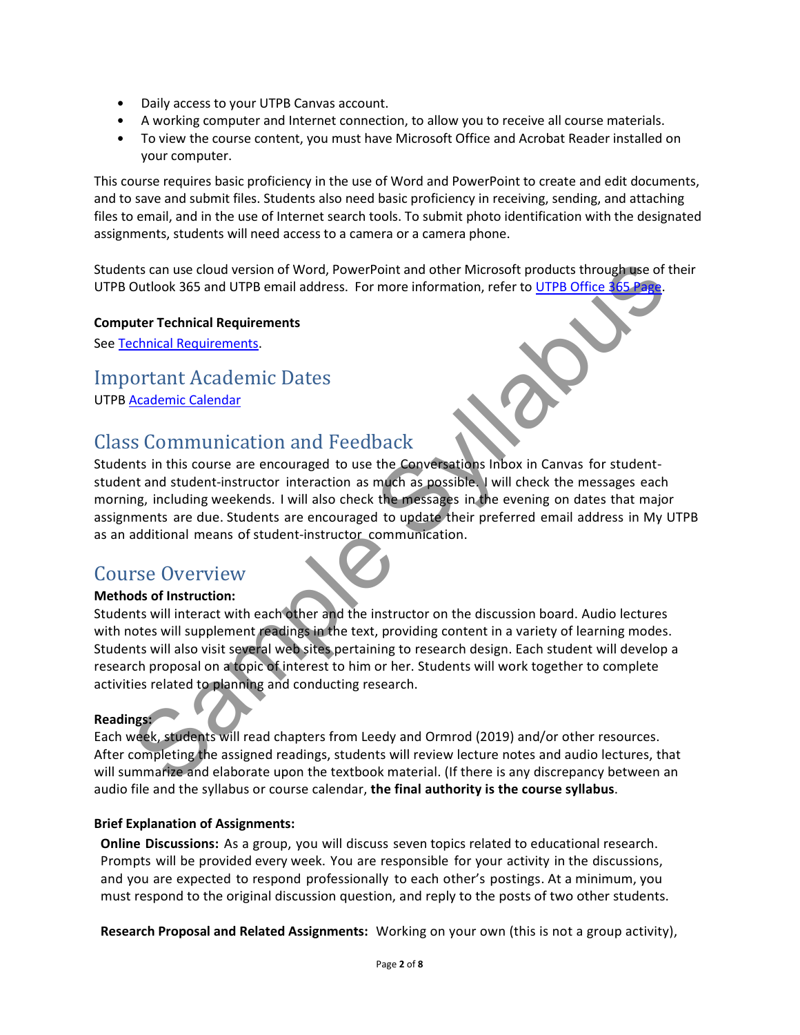- Daily access to your UTPB Canvas account.
- A working computer and Internet connection, to allow you to receive all course materials.
- To view the course content, you must have Microsoft Office and Acrobat Reader installed on your computer.

This course requires basic proficiency in the use of Word and PowerPoint to create and edit documents, and to save and submit files. Students also need basic proficiency in receiving, sending, and attaching files to email, and in the use of Internet search tools. To submit photo identification with the designated assignments, students will need access to a camera or a camera phone.

Students can use cloud version of Word, PowerPoint and other Microsoft products through use of their UTPB Outlook 365 and UTPB email address. For more information, refer to UTPB Office 365 Page.

**Computer Technical Requirements**

See Technical Requirements.

## Important Academic Dates

UTPB Academic Calendar

## Class Communication and Feedback

Students in this course are encouraged to use the Conversations Inbox in Canvas for student-student and student-instructor interaction as much as possible. I will check the messages each morning, including weekends. I will also check the messages in the evening on dates that major assignments are due. Students are encouraged to update their preferred email address in My UTPB as an additional means of student-instructor communication.

## Course Overview

**Methods of Instruction:**

Students will interact with each other and the instructor on the discussion board. Audio lectures with notes will supplement readings in the text, providing content in a variety of learning modes. Students will also visit several web sites pertaining to research design. Each student will develop a research proposal on a topic of interest to him or her. Students will work together to complete activities related to planning and conducting research.

**Readings:**

Each week, students will read chapters from Leedy and Ormrod (2019) and/or other resources. After completing the assigned readings, students will review lecture notes and audio lectures, that will summarize and elaborate upon the textbook material. (If there is any discrepancy between an audio file and the syllabus or course calendar, **the final authority is the course syllabus**.

**Brief Explanation of Assignments:**

**Online Discussions:** As a group, you will discuss seven topics related to educational research. Prompts will be provided every week. You are responsible for your activity in the discussions, and you are expected to respond professionally to each other's postings. At a minimum, you must respond to the original discussion question, and reply to the posts of two other students.

**Research Proposal and Related Assignments:** Working on your own (this is not a group activity),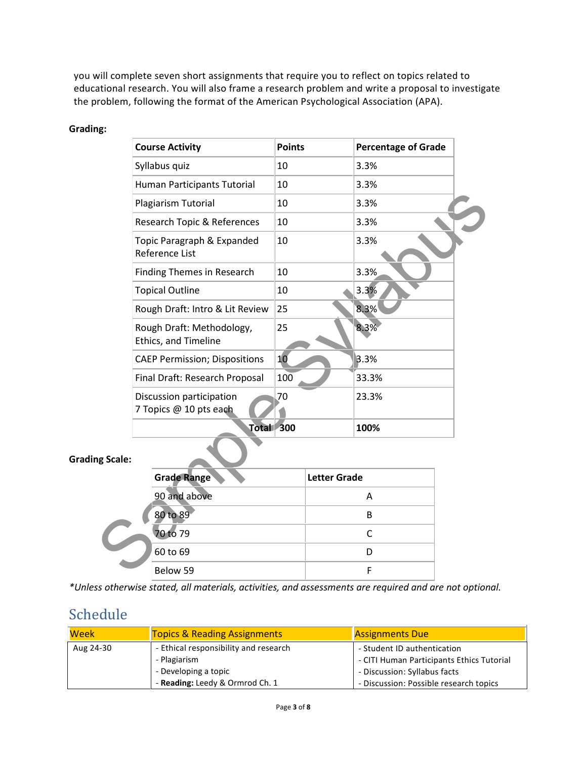you will complete seven short assignments that require you to reflect on topics related to educational research. You will also frame a research problem and write a proposal to investigate the problem, following the format of the American Psychological Association (APA).

**Grading:**

| Course Activity | Points | Percentage of Grade |
|---|---|---|
| Syllabus quiz | 10 | 3.3% |
| Human Participants Tutorial | 10 | 3.3% |
| Plagiarism Tutorial | 10 | 3.3% |
| Research Topic & References | 10 | 3.3% |
| Topic Paragraph & Expanded Reference List | 10 | 3.3% |
| Finding Themes in Research | 10 | 3.3% |
| Topical Outline | 10 | 3.3% |
| Rough Draft: Intro & Lit Review | 25 | 8.3% |
| Rough Draft: Methodology, Ethics, and Timeline | 25 | 8.3% |
| CAEP Permission; Dispositions | 10 | 3.3% |
| Final Draft: Research Proposal | 100 | 33.3% |
| Discussion participation<br>7 Topics @ 10 pts each | 70 | 23.3% |
| **Total** | **300** | **100%** |

**Grading Scale:**

| Grade Range | Letter Grade |
|---|---|
| 90 and above | A |
| 80 to 89 | B |
| 70 to 79 | C |
| 60 to 69 | D |
| Below 59 | F |

*\*Unless otherwise stated, all materials, activities, and assessments are required and are not optional.*

## Schedule

| Week | Topics & Reading Assignments | Assignments Due |
|---|---|---|
| Aug 24-30 | - Ethical responsibility and research<br>- Plagiarism<br>- Developing a topic<br>- **Reading:** Leedy & Ormrod Ch. 1 | - Student ID authentication<br>- CITI Human Participants Ethics Tutorial<br>- Discussion: Syllabus facts<br>- Discussion: Possible research topics |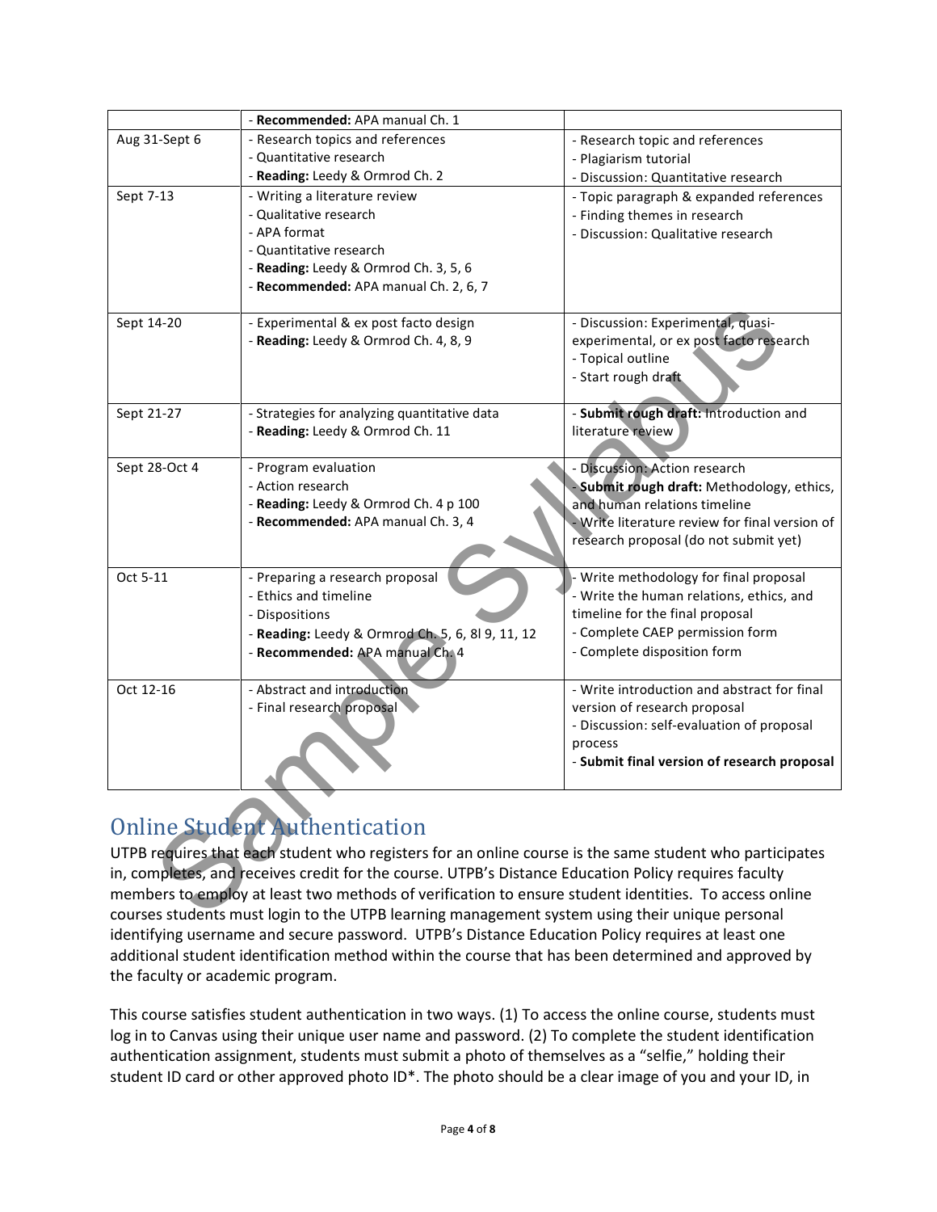| | | |
|---|---|---|
| | - **Recommended:** APA manual Ch. 1 | |
| Aug 31-Sept 6 | - Research topics and references<br>- Quantitative research<br>- **Reading:** Leedy & Ormrod Ch. 2 | - Research topic and references<br>- Plagiarism tutorial<br>- Discussion: Quantitative research |
| Sept 7-13 | - Writing a literature review<br>- Qualitative research<br>- APA format<br>- Quantitative research<br>- **Reading:** Leedy & Ormrod Ch. 3, 5, 6<br>- **Recommended:** APA manual Ch. 2, 6, 7 | - Topic paragraph & expanded references<br>- Finding themes in research<br>- Discussion: Qualitative research |
| Sept 14-20 | - Experimental & ex post facto design<br>- **Reading:** Leedy & Ormrod Ch. 4, 8, 9 | - Discussion: Experimental, quasi-experimental, or ex post facto research<br>- Topical outline<br>- Start rough draft |
| Sept 21-27 | - Strategies for analyzing quantitative data<br>- **Reading:** Leedy & Ormrod Ch. 11 | - **Submit rough draft:** Introduction and literature review |
| Sept 28-Oct 4 | - Program evaluation<br>- Action research<br>- **Reading:** Leedy & Ormrod Ch. 4 p 100<br>- **Recommended:** APA manual Ch. 3, 4 | - Discussion: Action research<br>- **Submit rough draft:** Methodology, ethics, and human relations timeline<br>- Write literature review for final version of research proposal (do not submit yet) |
| Oct 5-11 | - Preparing a research proposal<br>- Ethics and timeline<br>- Dispositions<br>- **Reading:** Leedy & Ormrod Ch. 5, 6, 8l 9, 11, 12<br>- **Recommended:** APA manual Ch. 4 | - Write methodology for final proposal<br>- Write the human relations, ethics, and timeline for the final proposal<br>- Complete CAEP permission form<br>- Complete disposition form |
| Oct 12-16 | - Abstract and introduction<br>- Final research proposal | - Write introduction and abstract for final version of research proposal<br>- Discussion: self-evaluation of proposal process<br>- **Submit final version of research proposal** |

## Online Student Authentication

UTPB requires that each student who registers for an online course is the same student who participates in, completes, and receives credit for the course. UTPB's Distance Education Policy requires faculty members to employ at least two methods of verification to ensure student identities. To access online courses students must login to the UTPB learning management system using their unique personal identifying username and secure password. UTPB's Distance Education Policy requires at least one additional student identification method within the course that has been determined and approved by the faculty or academic program.

This course satisfies student authentication in two ways. (1) To access the online course, students must log in to Canvas using their unique user name and password. (2) To complete the student identification authentication assignment, students must submit a photo of themselves as a "selfie," holding their student ID card or other approved photo ID*. The photo should be a clear image of you and your ID, in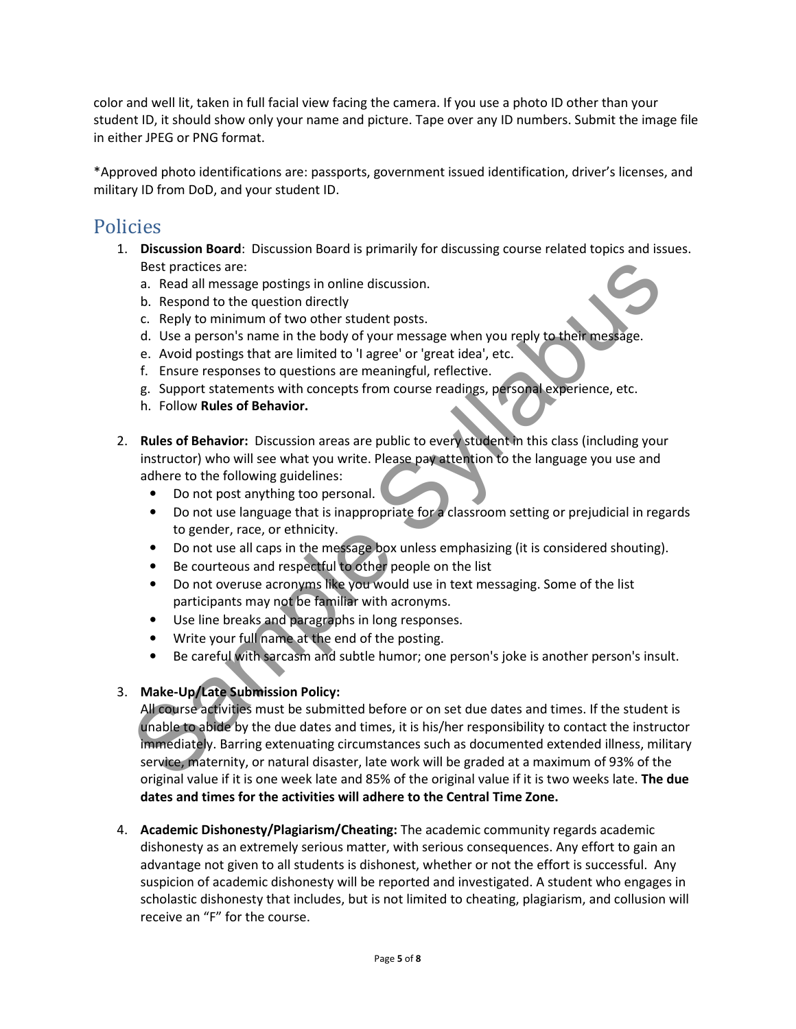color and well lit, taken in full facial view facing the camera. If you use a photo ID other than your student ID, it should show only your name and picture. Tape over any ID numbers. Submit the image file in either JPEG or PNG format.

*Approved photo identifications are: passports, government issued identification, driver's licenses, and military ID from DoD, and your student ID.

## Policies

1. **Discussion Board**: Discussion Board is primarily for discussing course related topics and issues. Best practices are:
   a. Read all message postings in online discussion.
   b. Respond to the question directly
   c. Reply to minimum of two other student posts.
   d. Use a person's name in the body of your message when you reply to their message.
   e. Avoid postings that are limited to 'I agree' or 'great idea', etc.
   f. Ensure responses to questions are meaningful, reflective.
   g. Support statements with concepts from course readings, personal experience, etc.
   h. Follow **Rules of Behavior.**

2. **Rules of Behavior:** Discussion areas are public to every student in this class (including your instructor) who will see what you write. Please pay attention to the language you use and adhere to the following guidelines:
   - Do not post anything too personal.
   - Do not use language that is inappropriate for a classroom setting or prejudicial in regards to gender, race, or ethnicity.
   - Do not use all caps in the message box unless emphasizing (it is considered shouting).
   - Be courteous and respectful to other people on the list
   - Do not overuse acronyms like you would use in text messaging. Some of the list participants may not be familiar with acronyms.
   - Use line breaks and paragraphs in long responses.
   - Write your full name at the end of the posting.
   - Be careful with sarcasm and subtle humor; one person's joke is another person's insult.

3. **Make-Up/Late Submission Policy:**
   All course activities must be submitted before or on set due dates and times. If the student is unable to abide by the due dates and times, it is his/her responsibility to contact the instructor immediately. Barring extenuating circumstances such as documented extended illness, military service, maternity, or natural disaster, late work will be graded at a maximum of 93% of the original value if it is one week late and 85% of the original value if it is two weeks late. **The due dates and times for the activities will adhere to the Central Time Zone.**

4. **Academic Dishonesty/Plagiarism/Cheating:** The academic community regards academic dishonesty as an extremely serious matter, with serious consequences. Any effort to gain an advantage not given to all students is dishonest, whether or not the effort is successful. Any suspicion of academic dishonesty will be reported and investigated. A student who engages in scholastic dishonesty that includes, but is not limited to cheating, plagiarism, and collusion will receive an "F" for the course.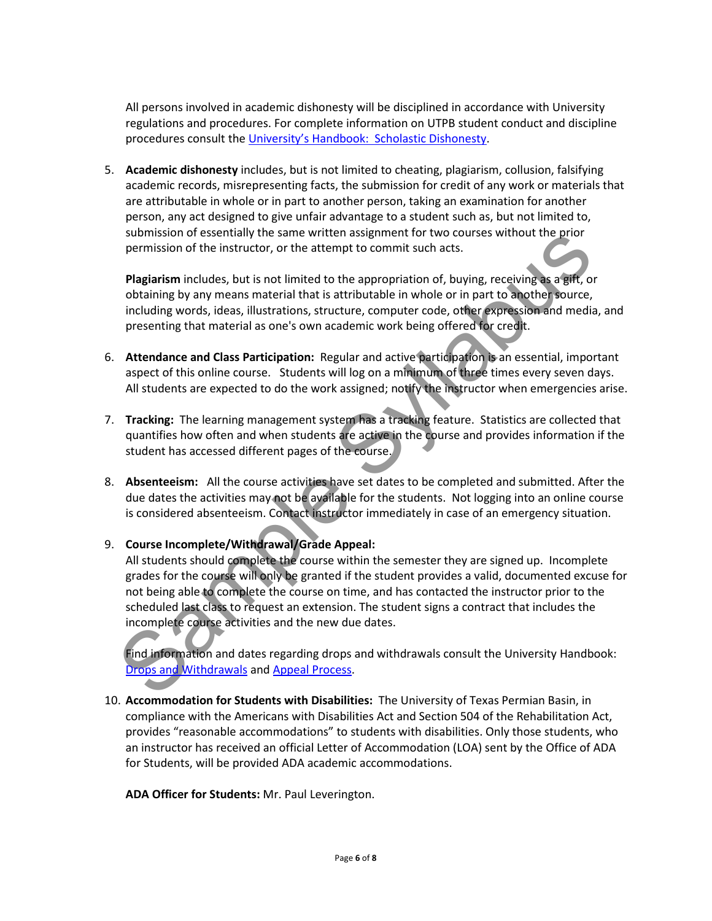All persons involved in academic dishonesty will be disciplined in accordance with University regulations and procedures. For complete information on UTPB student conduct and discipline procedures consult the [University's Handbook: Scholastic Dishonesty](https://www.utpb.edu).

5. **Academic dishonesty** includes, but is not limited to cheating, plagiarism, collusion, falsifying academic records, misrepresenting facts, the submission for credit of any work or materials that are attributable in whole or in part to another person, taking an examination for another person, any act designed to give unfair advantage to a student such as, but not limited to, submission of essentially the same written assignment for two courses without the prior permission of the instructor, or the attempt to commit such acts.

   **Plagiarism** includes, but is not limited to the appropriation of, buying, receiving as a gift, or obtaining by any means material that is attributable in whole or in part to another source, including words, ideas, illustrations, structure, computer code, other expression and media, and presenting that material as one's own academic work being offered for credit.

6. **Attendance and Class Participation:** Regular and active participation is an essential, important aspect of this online course. Students will log on a minimum of three times every seven days. All students are expected to do the work assigned; notify the instructor when emergencies arise.

7. **Tracking:** The learning management system has a tracking feature. Statistics are collected that quantifies how often and when students are active in the course and provides information if the student has accessed different pages of the course.

8. **Absenteeism:** All the course activities have set dates to be completed and submitted. After the due dates the activities may not be available for the students. Not logging into an online course is considered absenteeism. Contact instructor immediately in case of an emergency situation.

9. **Course Incomplete/Withdrawal/Grade Appeal:**
   All students should complete the course within the semester they are signed up. Incomplete grades for the course will only be granted if the student provides a valid, documented excuse for not being able to complete the course on time, and has contacted the instructor prior to the scheduled last class to request an extension. The student signs a contract that includes the incomplete course activities and the new due dates.

   Find information and dates regarding drops and withdrawals consult the University Handbook: Drops and Withdrawals and Appeal Process.

10. **Accommodation for Students with Disabilities:** The University of Texas Permian Basin, in compliance with the Americans with Disabilities Act and Section 504 of the Rehabilitation Act, provides "reasonable accommodations" to students with disabilities. Only those students, who an instructor has received an official Letter of Accommodation (LOA) sent by the Office of ADA for Students, will be provided ADA academic accommodations.

    **ADA Officer for Students:** Mr. Paul Leverington.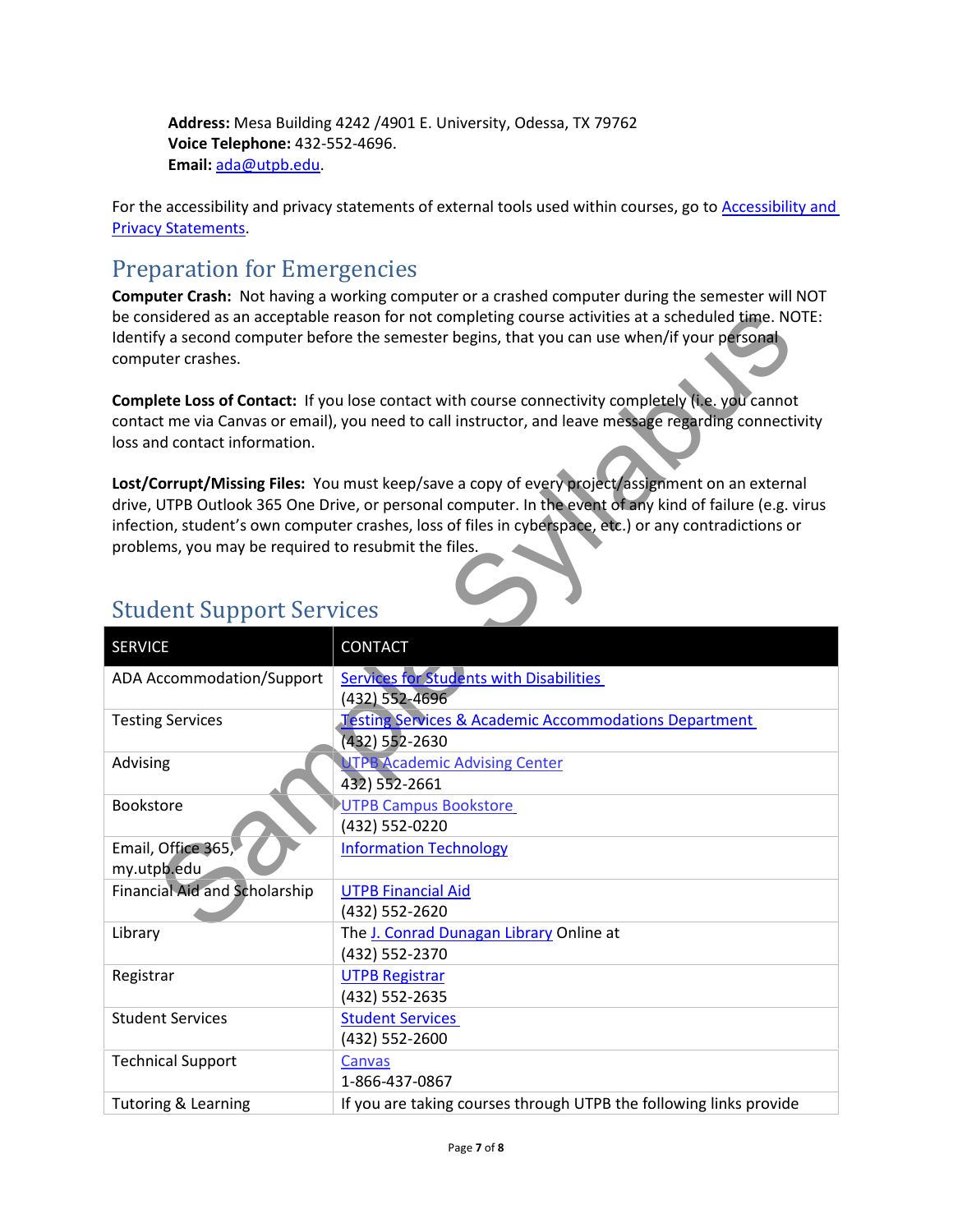**Address:** Mesa Building 4242 /4901 E. University, Odessa, TX 79762
**Voice Telephone:** 432-552-4696.
**Email:** ada@utpb.edu.

For the accessibility and privacy statements of external tools used within courses, go to Accessibility and Privacy Statements.

## Preparation for Emergencies

**Computer Crash:** Not having a working computer or a crashed computer during the semester will NOT be considered as an acceptable reason for not completing course activities at a scheduled time. NOTE: Identify a second computer before the semester begins, that you can use when/if your personal computer crashes.

**Complete Loss of Contact:** If you lose contact with course connectivity completely (i.e. you cannot contact me via Canvas or email), you need to call instructor, and leave message regarding connectivity loss and contact information.

**Lost/Corrupt/Missing Files:** You must keep/save a copy of every project/assignment on an external drive, UTPB Outlook 365 One Drive, or personal computer. In the event of any kind of failure (e.g. virus infection, student's own computer crashes, loss of files in cyberspace, etc.) or any contradictions or problems, you may be required to resubmit the files.

## Student Support Services

| SERVICE | CONTACT |
|---|---|
| ADA Accommodation/Support | Services for Students with Disabilities (432) 552-4696 |
| Testing Services | Testing Services & Academic Accommodations Department (432) 552-2630 |
| Advising | UTPB Academic Advising Center 432) 552-2661 |
| Bookstore | UTPB Campus Bookstore (432) 552-0220 |
| Email, Office 365, my.utpb.edu | Information Technology |
| Financial Aid and Scholarship | UTPB Financial Aid (432) 552-2620 |
| Library | The J. Conrad Dunagan Library Online at (432) 552-2370 |
| Registrar | UTPB Registrar (432) 552-2635 |
| Student Services | Student Services (432) 552-2600 |
| Technical Support | Canvas 1-866-437-0867 |
| Tutoring & Learning | If you are taking courses through UTPB the following links provide |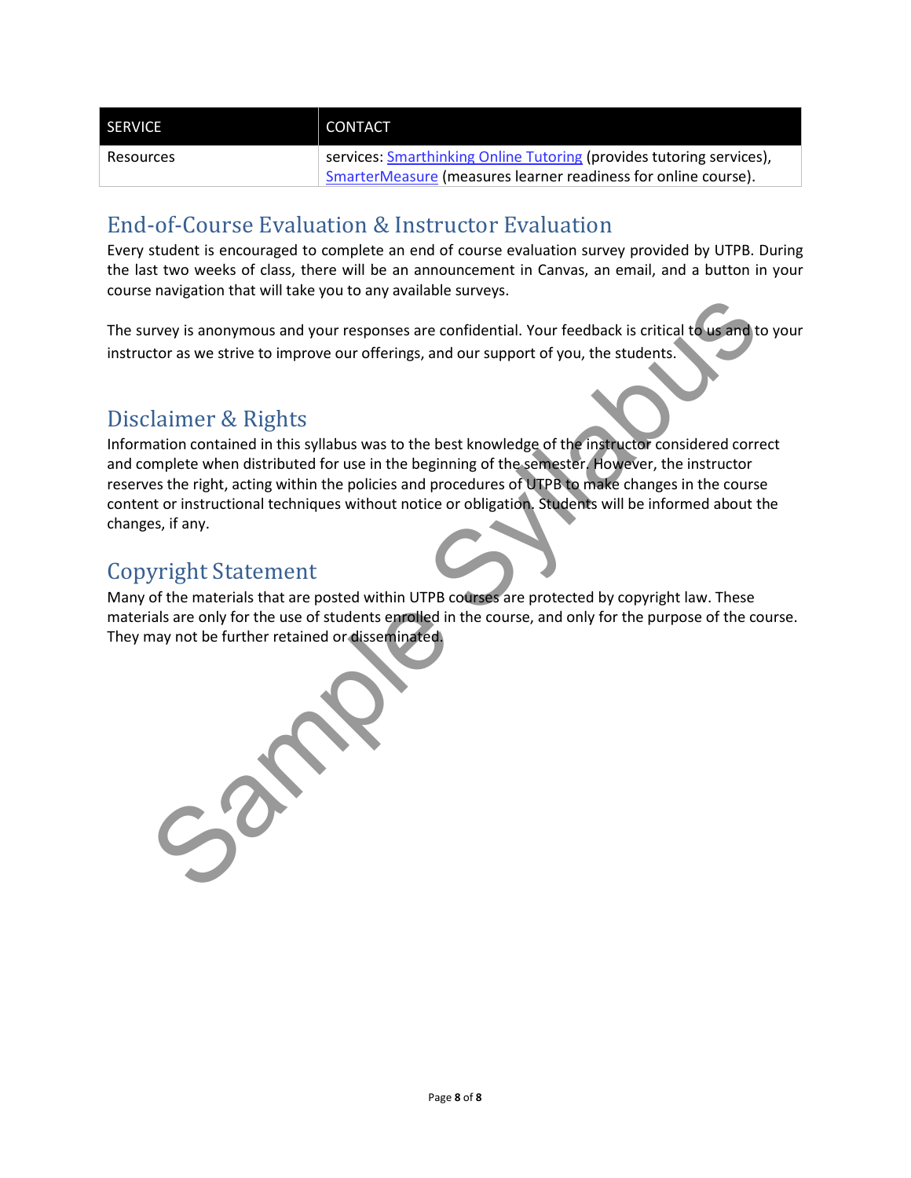| SERVICE | CONTACT |
|---|---|
| Resources | services: Smarthinking Online Tutoring (provides tutoring services), SmarterMeasure (measures learner readiness for online course). |

## End-of-Course Evaluation & Instructor Evaluation

Every student is encouraged to complete an end of course evaluation survey provided by UTPB. During the last two weeks of class, there will be an announcement in Canvas, an email, and a button in your course navigation that will take you to any available surveys.

The survey is anonymous and your responses are confidential. Your feedback is critical to us and to your instructor as we strive to improve our offerings, and our support of you, the students.

## Disclaimer & Rights

Information contained in this syllabus was to the best knowledge of the instructor considered correct and complete when distributed for use in the beginning of the semester. However, the instructor reserves the right, acting within the policies and procedures of UTPB to make changes in the course content or instructional techniques without notice or obligation. Students will be informed about the changes, if any.

## Copyright Statement

Many of the materials that are posted within UTPB courses are protected by copyright law. These materials are only for the use of students enrolled in the course, and only for the purpose of the course. They may not be further retained or disseminated.